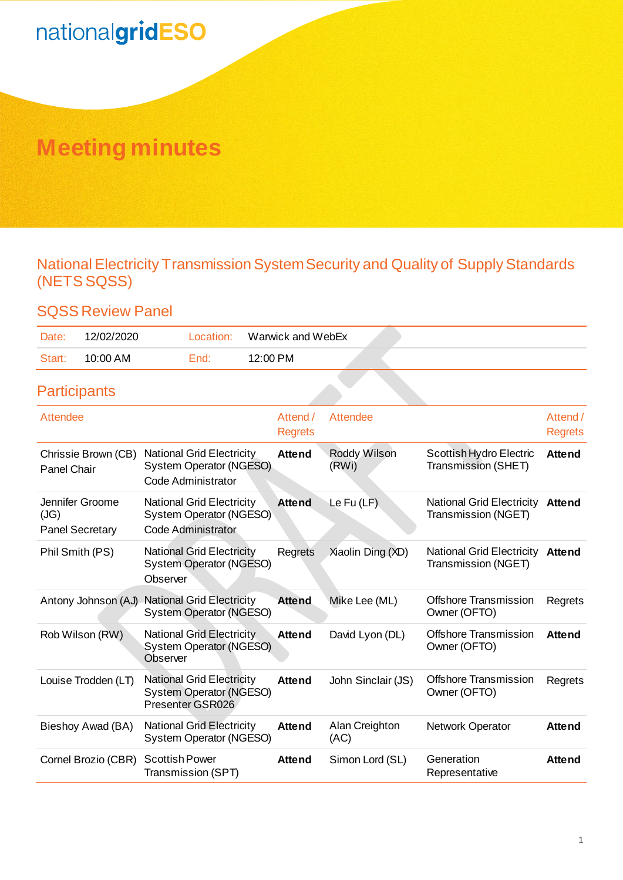# Meeting minutes

## National Electricity Transmission System Security and Quality of Supply Standards (NETS SQSS)

### SQSS Review Panel

| Date: | 12/02/2020 | Location: | Warwick and WebEx |
|---|---|---|---|
| Start: | 10:00 AM | End: | 12:00 PM |

### Participants

| Attendee | | Attend / Regrets | Attendee | | Attend / Regrets |
|---|---|---|---|---|---|
| Chrissie Brown (CB) Panel Chair | National Grid Electricity System Operator (NGESO) Code Administrator | **Attend** | Roddy Wilson (RWi) | Scottish Hydro Electric Transmission (SHET) | **Attend** |
| Jennifer Groome (JG) Panel Secretary | National Grid Electricity System Operator (NGESO) Code Administrator | **Attend** | Le Fu (LF) | National Grid Electricity Transmission (NGET) | **Attend** |
| Phil Smith (PS) | National Grid Electricity System Operator (NGESO) Observer | Regrets | Xiaolin Ding (XD) | National Grid Electricity Transmission (NGET) | **Attend** |
| Antony Johnson (AJ) | National Grid Electricity System Operator (NGESO) | **Attend** | Mike Lee (ML) | Offshore Transmission Owner (OFTO) | Regrets |
| Rob Wilson (RW) | National Grid Electricity System Operator (NGESO) Observer | **Attend** | David Lyon (DL) | Offshore Transmission Owner (OFTO) | **Attend** |
| Louise Trodden (LT) | National Grid Electricity System Operator (NGESO) Presenter GSR026 | **Attend** | John Sinclair (JS) | Offshore Transmission Owner (OFTO) | Regrets |
| Bieshoy Awad (BA) | National Grid Electricity System Operator (NGESO) | **Attend** | Alan Creighton (AC) | Network Operator | **Attend** |
| Cornel Brozio (CBR) | Scottish Power Transmission (SPT) | **Attend** | Simon Lord (SL) | Generation Representative | **Attend** |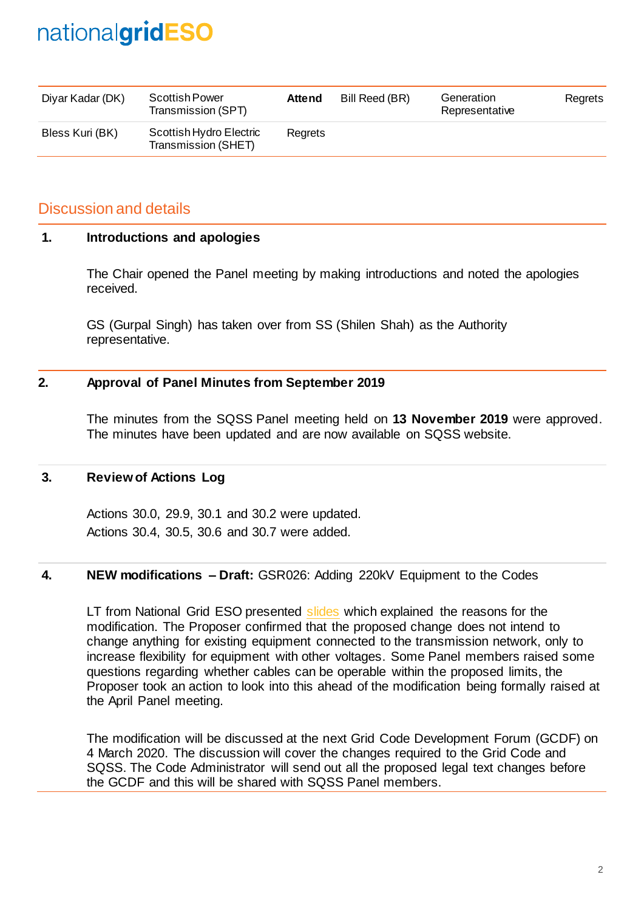| Diyar Kadar (DK) | Scottish Power Transmission (SPT) | **Attend** | Bill Reed (BR) | Generation Representative | Regrets |
|---|---|---|---|---|---|
| Bless Kuri (BK) | Scottish Hydro Electric Transmission (SHET) | Regrets | | | |

## Discussion and details

### 1. Introductions and apologies

The Chair opened the Panel meeting by making introductions and noted the apologies received.

GS (Gurpal Singh) has taken over from SS (Shilen Shah) as the Authority representative.

### 2. Approval of Panel Minutes from September 2019

The minutes from the SQSS Panel meeting held on **13 November 2019** were approved. The minutes have been updated and are now available on SQSS website.

### 3. Review of Actions Log

Actions 30.0, 29.9, 30.1 and 30.2 were updated.
Actions 30.4, 30.5, 30.6 and 30.7 were added.

### 4. NEW modifications – Draft: GSR026: Adding 220kV Equipment to the Codes

LT from National Grid ESO presented slides which explained the reasons for the modification. The Proposer confirmed that the proposed change does not intend to change anything for existing equipment connected to the transmission network, only to increase flexibility for equipment with other voltages. Some Panel members raised some questions regarding whether cables can be operable within the proposed limits, the Proposer took an action to look into this ahead of the modification being formally raised at the April Panel meeting.

The modification will be discussed at the next Grid Code Development Forum (GCDF) on 4 March 2020. The discussion will cover the changes required to the Grid Code and SQSS. The Code Administrator will send out all the proposed legal text changes before the GCDF and this will be shared with SQSS Panel members.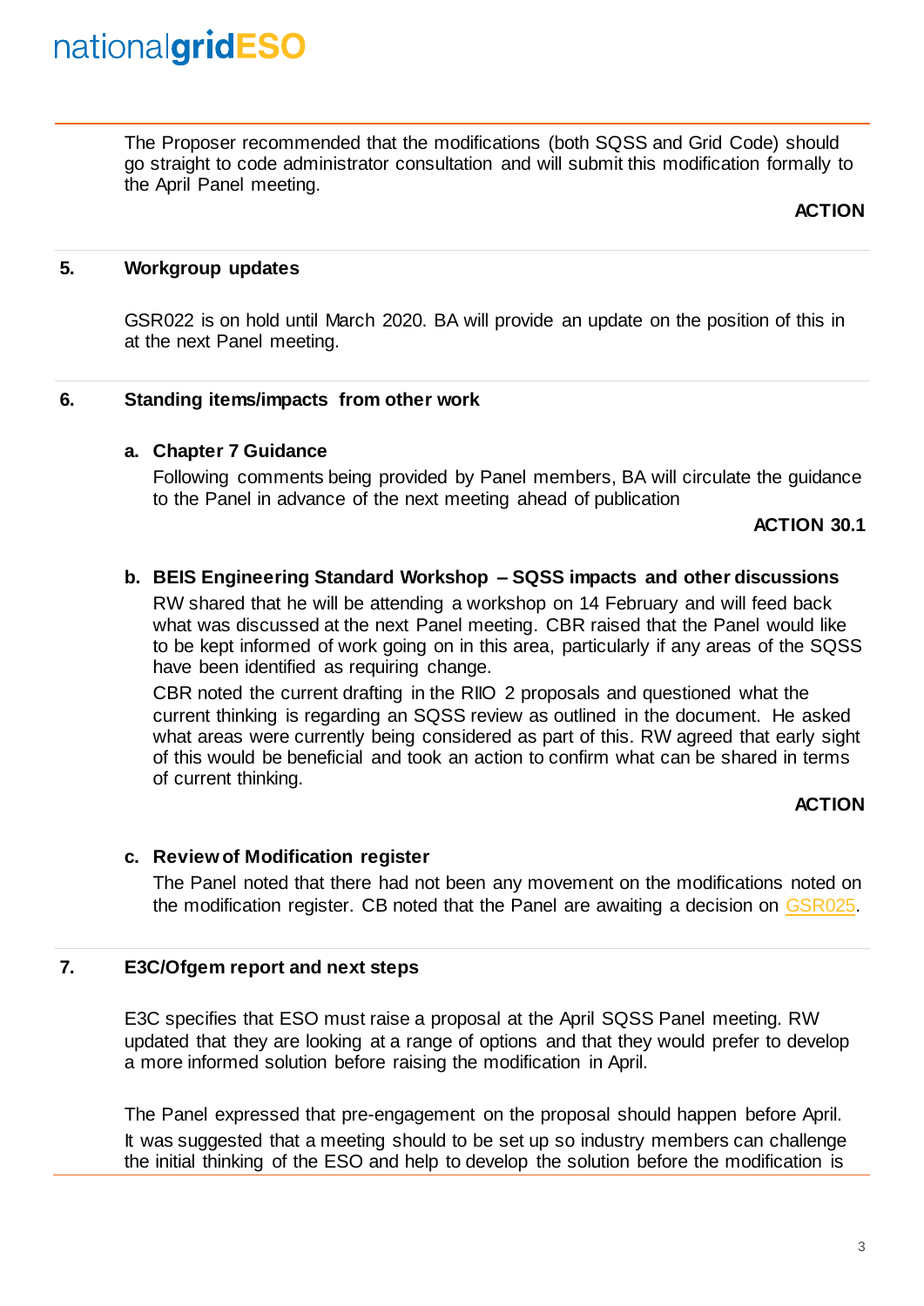The Proposer recommended that the modifications (both SQSS and Grid Code) should go straight to code administrator consultation and will submit this modification formally to the April Panel meeting.

**ACTION**

## 5. Workgroup updates

GSR022 is on hold until March 2020. BA will provide an update on the position of this in at the next Panel meeting.

## 6. Standing items/impacts from other work

### a. Chapter 7 Guidance

Following comments being provided by Panel members, BA will circulate the guidance to the Panel in advance of the next meeting ahead of publication

**ACTION 30.1**

### b. BEIS Engineering Standard Workshop – SQSS impacts and other discussions

RW shared that he will be attending a workshop on 14 February and will feed back what was discussed at the next Panel meeting. CBR raised that the Panel would like to be kept informed of work going on in this area, particularly if any areas of the SQSS have been identified as requiring change.

CBR noted the current drafting in the RIIO 2 proposals and questioned what the current thinking is regarding an SQSS review as outlined in the document. He asked what areas were currently being considered as part of this. RW agreed that early sight of this would be beneficial and took an action to confirm what can be shared in terms of current thinking.

**ACTION**

### c. Review of Modification register

The Panel noted that there had not been any movement on the modifications noted on the modification register. CB noted that the Panel are awaiting a decision on GSR025.

## 7. E3C/Ofgem report and next steps

E3C specifies that ESO must raise a proposal at the April SQSS Panel meeting. RW updated that they are looking at a range of options and that they would prefer to develop a more informed solution before raising the modification in April.

The Panel expressed that pre-engagement on the proposal should happen before April. It was suggested that a meeting should to be set up so industry members can challenge the initial thinking of the ESO and help to develop the solution before the modification is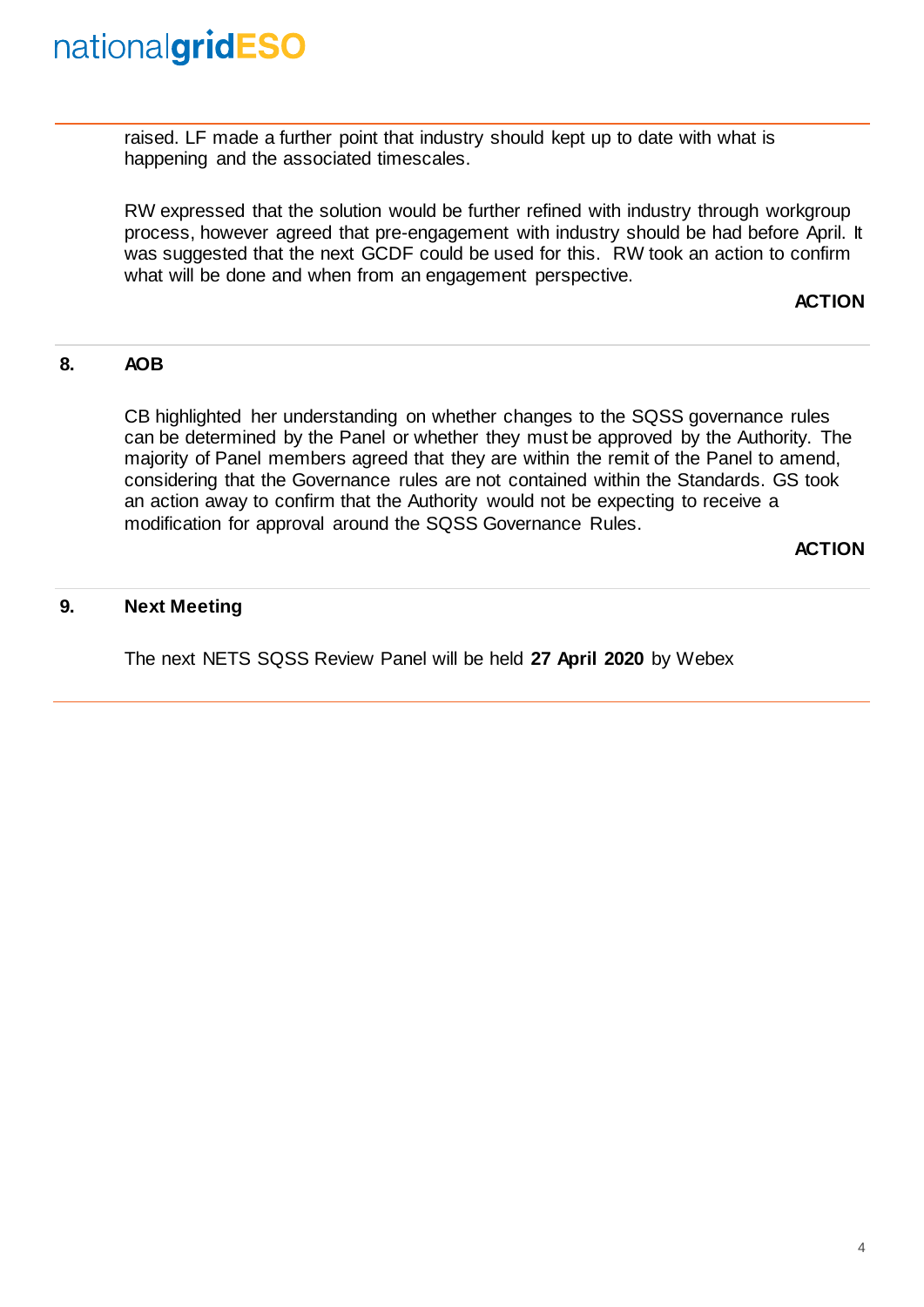raised. LF made a further point that industry should kept up to date with what is happening and the associated timescales.

RW expressed that the solution would be further refined with industry through workgroup process, however agreed that pre-engagement with industry should be had before April. It was suggested that the next GCDF could be used for this. RW took an action to confirm what will be done and when from an engagement perspective.

**ACTION**

**8. AOB**

CB highlighted her understanding on whether changes to the SQSS governance rules can be determined by the Panel or whether they must be approved by the Authority. The majority of Panel members agreed that they are within the remit of the Panel to amend, considering that the Governance rules are not contained within the Standards. GS took an action away to confirm that the Authority would not be expecting to receive a modification for approval around the SQSS Governance Rules.

**ACTION**

**9. Next Meeting**

The next NETS SQSS Review Panel will be held **27 April 2020** by Webex